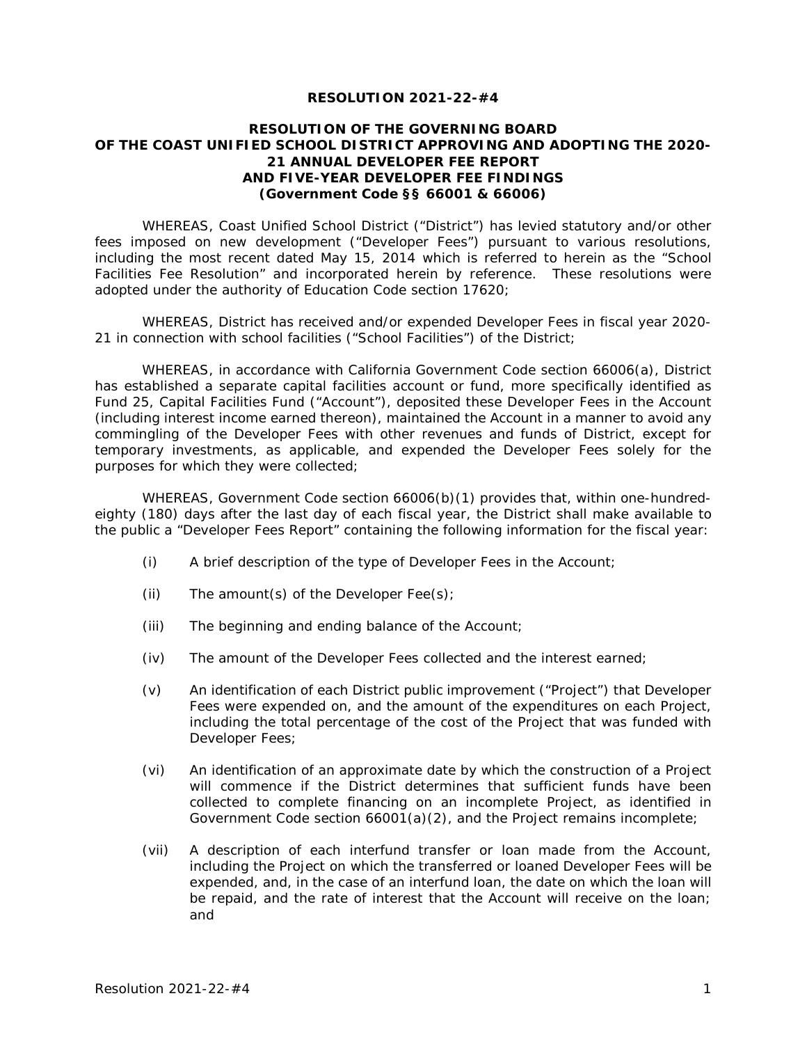# RESOLUTION 2021-22-#4

## RESOLUTION OF THE GOVERNING BOARD OF THE COAST UNIFIED SCHOOL DISTRICT APPROVING AND ADOPTING THE 2020-21 ANNUAL DEVELOPER FEE REPORT AND FIVE-YEAR DEVELOPER FEE FINDINGS (Government Code §§ 66001 & 66006)

WHEREAS, Coast Unified School District ("District") has levied statutory and/or other fees imposed on new development ("Developer Fees") pursuant to various resolutions, including the most recent dated May 15, 2014 which is referred to herein as the "School Facilities Fee Resolution" and incorporated herein by reference. These resolutions were adopted under the authority of Education Code section 17620;

WHEREAS, District has received and/or expended Developer Fees in fiscal year 2020-21 in connection with school facilities ("School Facilities") of the District;

WHEREAS, in accordance with California Government Code section 66006(a), District has established a separate capital facilities account or fund, more specifically identified as Fund 25, Capital Facilities Fund ("Account"), deposited these Developer Fees in the Account (including interest income earned thereon), maintained the Account in a manner to avoid any commingling of the Developer Fees with other revenues and funds of District, except for temporary investments, as applicable, and expended the Developer Fees solely for the purposes for which they were collected;

WHEREAS, Government Code section 66006(b)(1) provides that, within one-hundred-eighty (180) days after the last day of each fiscal year, the District shall make available to the public a "Developer Fees Report" containing the following information for the fiscal year:

(i) A brief description of the type of Developer Fees in the Account;

(ii) The amount(s) of the Developer Fee(s);

(iii) The beginning and ending balance of the Account;

(iv) The amount of the Developer Fees collected and the interest earned;

(v) An identification of each District public improvement ("Project") that Developer Fees were expended on, and the amount of the expenditures on each Project, including the total percentage of the cost of the Project that was funded with Developer Fees;

(vi) An identification of an approximate date by which the construction of a Project will commence if the District determines that sufficient funds have been collected to complete financing on an incomplete Project, as identified in Government Code section 66001(a)(2), and the Project remains incomplete;

(vii) A description of each interfund transfer or loan made from the Account, including the Project on which the transferred or loaned Developer Fees will be expended, and, in the case of an interfund loan, the date on which the loan will be repaid, and the rate of interest that the Account will receive on the loan; and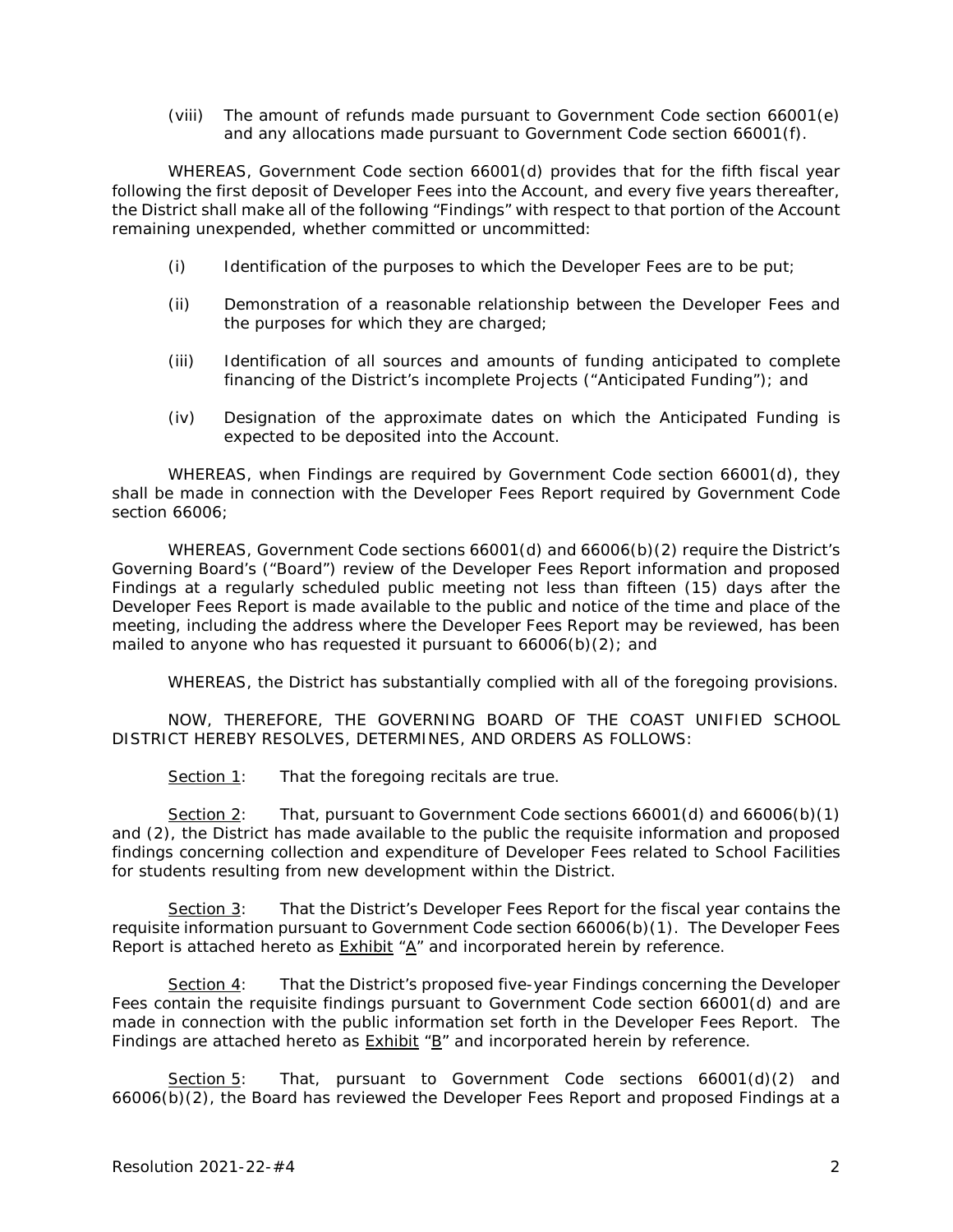(viii) The amount of refunds made pursuant to Government Code section 66001(e) and any allocations made pursuant to Government Code section 66001(f).

WHEREAS, Government Code section 66001(d) provides that for the fifth fiscal year following the first deposit of Developer Fees into the Account, and every five years thereafter, the District shall make all of the following "Findings" with respect to that portion of the Account remaining unexpended, whether committed or uncommitted:

(i) Identification of the purposes to which the Developer Fees are to be put;

(ii) Demonstration of a reasonable relationship between the Developer Fees and the purposes for which they are charged;

(iii) Identification of all sources and amounts of funding anticipated to complete financing of the District's incomplete Projects ("Anticipated Funding"); and

(iv) Designation of the approximate dates on which the Anticipated Funding is expected to be deposited into the Account.

WHEREAS, when Findings are required by Government Code section 66001(d), they shall be made in connection with the Developer Fees Report required by Government Code section 66006;

WHEREAS, Government Code sections 66001(d) and 66006(b)(2) require the District's Governing Board's ("Board") review of the Developer Fees Report information and proposed Findings at a regularly scheduled public meeting not less than fifteen (15) days after the Developer Fees Report is made available to the public and notice of the time and place of the meeting, including the address where the Developer Fees Report may be reviewed, has been mailed to anyone who has requested it pursuant to 66006(b)(2); and

WHEREAS, the District has substantially complied with all of the foregoing provisions.

NOW, THEREFORE, THE GOVERNING BOARD OF THE COAST UNIFIED SCHOOL DISTRICT HEREBY RESOLVES, DETERMINES, AND ORDERS AS FOLLOWS:

Section 1: That the foregoing recitals are true.

Section 2: That, pursuant to Government Code sections 66001(d) and 66006(b)(1) and (2), the District has made available to the public the requisite information and proposed findings concerning collection and expenditure of Developer Fees related to School Facilities for students resulting from new development within the District.

Section 3: That the District's Developer Fees Report for the fiscal year contains the requisite information pursuant to Government Code section 66006(b)(1). The Developer Fees Report is attached hereto as Exhibit "A" and incorporated herein by reference.

Section 4: That the District's proposed five-year Findings concerning the Developer Fees contain the requisite findings pursuant to Government Code section 66001(d) and are made in connection with the public information set forth in the Developer Fees Report. The Findings are attached hereto as Exhibit "B" and incorporated herein by reference.

Section 5: That, pursuant to Government Code sections 66001(d)(2) and 66006(b)(2), the Board has reviewed the Developer Fees Report and proposed Findings at a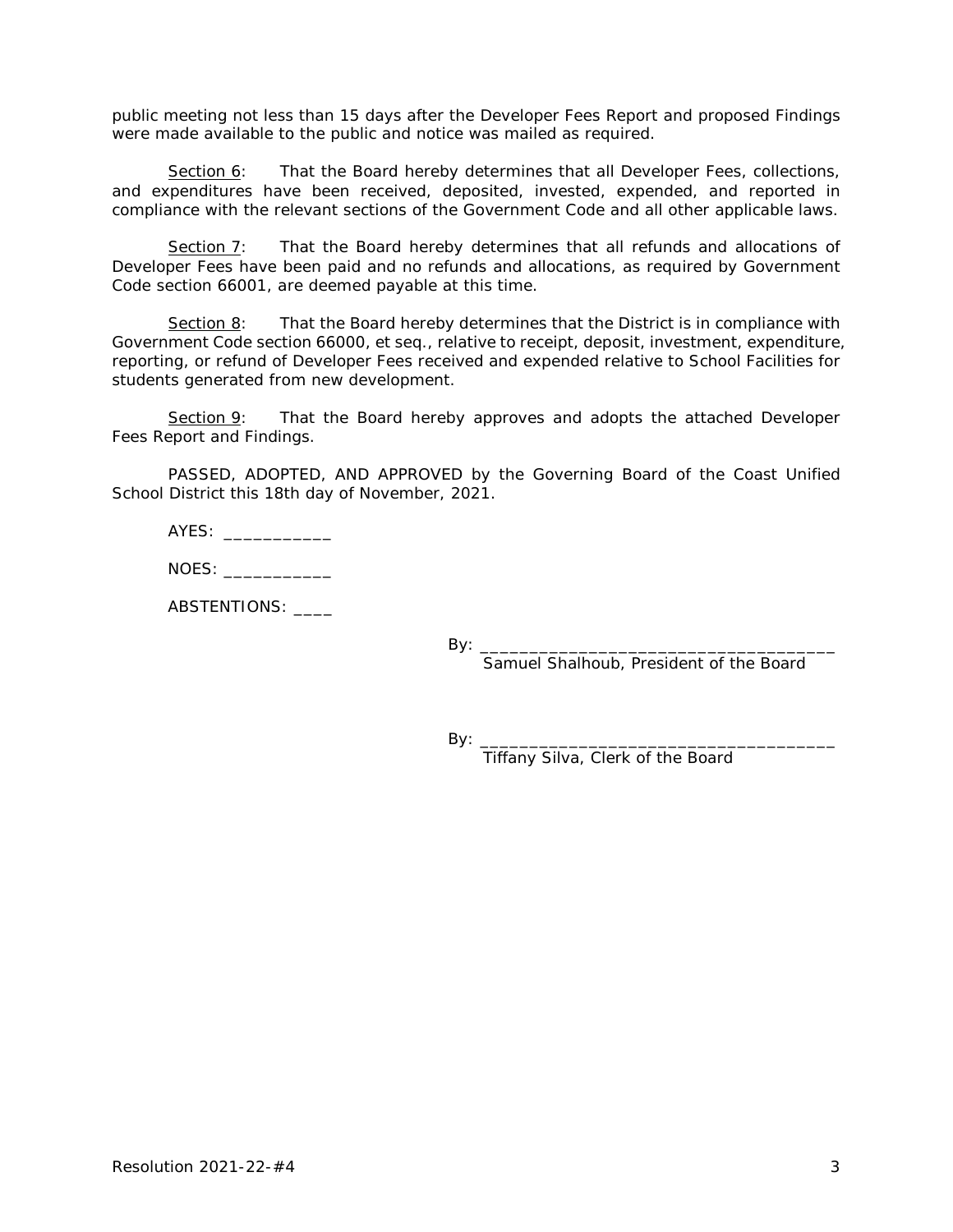public meeting not less than 15 days after the Developer Fees Report and proposed Findings were made available to the public and notice was mailed as required.

Section 6: That the Board hereby determines that all Developer Fees, collections, and expenditures have been received, deposited, invested, expended, and reported in compliance with the relevant sections of the Government Code and all other applicable laws.

Section 7: That the Board hereby determines that all refunds and allocations of Developer Fees have been paid and no refunds and allocations, as required by Government Code section 66001, are deemed payable at this time.

Section 8: That the Board hereby determines that the District is in compliance with Government Code section 66000, et seq., relative to receipt, deposit, investment, expenditure, reporting, or refund of Developer Fees received and expended relative to School Facilities for students generated from new development.

Section 9: That the Board hereby approves and adopts the attached Developer Fees Report and Findings.

PASSED, ADOPTED, AND APPROVED by the Governing Board of the Coast Unified School District this 18th day of November, 2021.

AYES: ___________

NOES: ___________

ABSTENTIONS: ____

By: ___________________________________
Samuel Shalhoub, President of the Board

By: ___________________________________
Tiffany Silva, Clerk of the Board

Resolution 2021-22-#4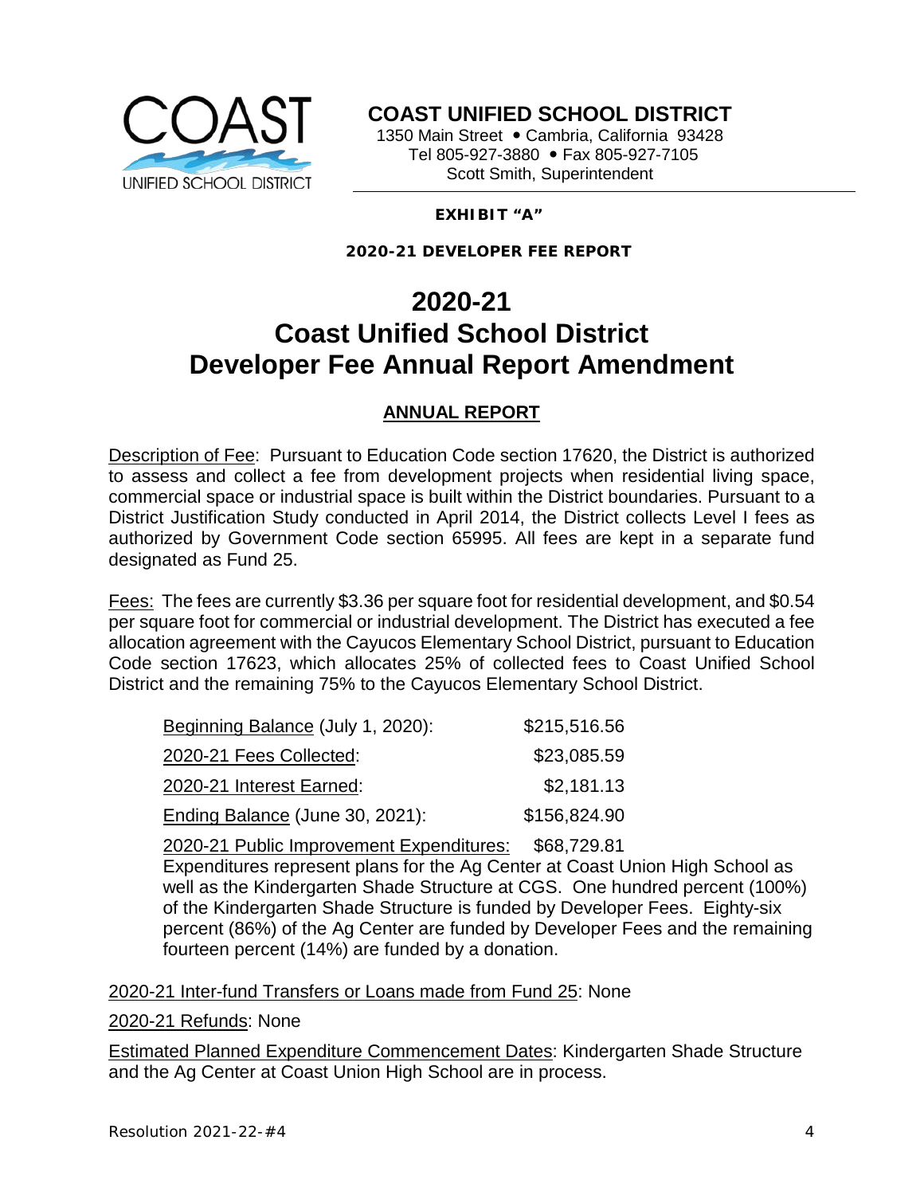# COAST UNIFIED SCHOOL DISTRICT

1350 Main Street • Cambria, California 93428
Tel 805-927-3880 • Fax 805-927-7105
Scott Smith, Superintendent

**EXHIBIT "A"**

**2020-21 DEVELOPER FEE REPORT**

# 2020-21
# Coast Unified School District
# Developer Fee Annual Report Amendment

## ANNUAL REPORT

Description of Fee: Pursuant to Education Code section 17620, the District is authorized to assess and collect a fee from development projects when residential living space, commercial space or industrial space is built within the District boundaries. Pursuant to a District Justification Study conducted in April 2014, the District collects Level I fees as authorized by Government Code section 65995. All fees are kept in a separate fund designated as Fund 25.

Fees: The fees are currently $3.36 per square foot for residential development, and $0.54 per square foot for commercial or industrial development. The District has executed a fee allocation agreement with the Cayucos Elementary School District, pursuant to Education Code section 17623, which allocates 25% of collected fees to Coast Unified School District and the remaining 75% to the Cayucos Elementary School District.

| | |
|---|---|
| Beginning Balance (July 1, 2020): | $215,516.56 |
| 2020-21 Fees Collected: | $23,085.59 |
| 2020-21 Interest Earned: | $2,181.13 |
| Ending Balance (June 30, 2021): | $156,824.90 |

2020-21 Public Improvement Expenditures: $68,729.81
Expenditures represent plans for the Ag Center at Coast Union High School as well as the Kindergarten Shade Structure at CGS. One hundred percent (100%) of the Kindergarten Shade Structure is funded by Developer Fees. Eighty-six percent (86%) of the Ag Center are funded by Developer Fees and the remaining fourteen percent (14%) are funded by a donation.

2020-21 Inter-fund Transfers or Loans made from Fund 25: None

2020-21 Refunds: None

Estimated Planned Expenditure Commencement Dates: Kindergarten Shade Structure and the Ag Center at Coast Union High School are in process.

Resolution 2021-22-#4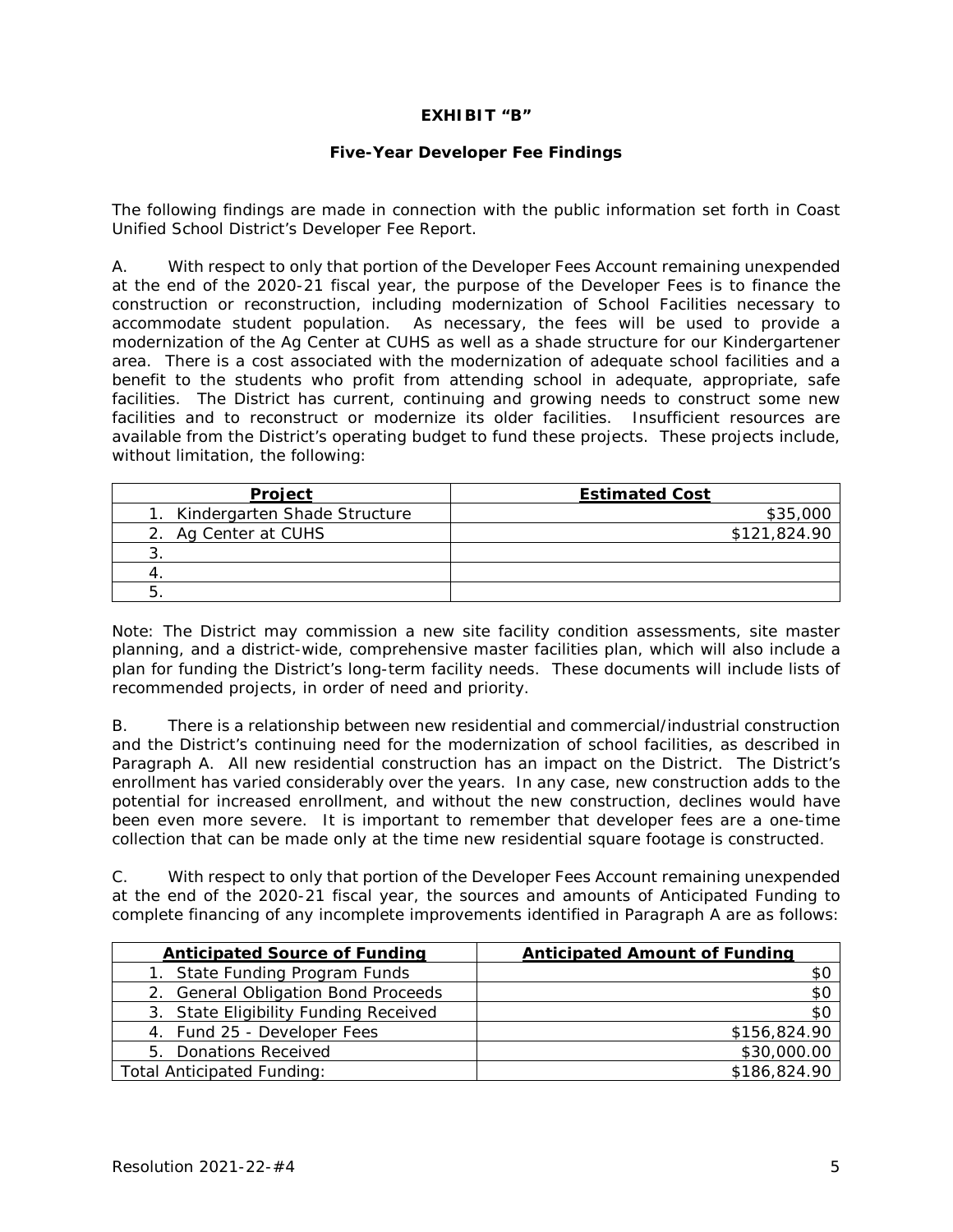**EXHIBIT "B"**

**Five-Year Developer Fee Findings**

The following findings are made in connection with the public information set forth in Coast Unified School District's Developer Fee Report.

A. With respect to only that portion of the Developer Fees Account remaining unexpended at the end of the 2020-21 fiscal year, the purpose of the Developer Fees is to finance the construction or reconstruction, including modernization of School Facilities necessary to accommodate student population. As necessary, the fees will be used to provide a modernization of the Ag Center at CUHS as well as a shade structure for our Kindergartener area. There is a cost associated with the modernization of adequate school facilities and a benefit to the students who profit from attending school in adequate, appropriate, safe facilities. The District has current, continuing and growing needs to construct some new facilities and to reconstruct or modernize its older facilities. Insufficient resources are available from the District's operating budget to fund these projects. These projects include, without limitation, the following:

| Project | Estimated Cost |
|---|---|
| 1. Kindergarten Shade Structure | $35,000 |
| 2. Ag Center at CUHS | $121,824.90 |
| 3. | |
| 4. | |
| 5. | |

Note: The District may commission a new site facility condition assessments, site master planning, and a district-wide, comprehensive master facilities plan, which will also include a plan for funding the District's long-term facility needs. These documents will include lists of recommended projects, in order of need and priority.

B. There is a relationship between new residential and commercial/industrial construction and the District's continuing need for the modernization of school facilities, as described in Paragraph A. All new residential construction has an impact on the District. The District's enrollment has varied considerably over the years. In any case, new construction adds to the potential for increased enrollment, and without the new construction, declines would have been even more severe. It is important to remember that developer fees are a one-time collection that can be made only at the time new residential square footage is constructed.

C. With respect to only that portion of the Developer Fees Account remaining unexpended at the end of the 2020-21 fiscal year, the sources and amounts of Anticipated Funding to complete financing of any incomplete improvements identified in Paragraph A are as follows:

| Anticipated Source of Funding | Anticipated Amount of Funding |
|---|---|
| 1. State Funding Program Funds | $0 |
| 2. General Obligation Bond Proceeds | $0 |
| 3. State Eligibility Funding Received | $0 |
| 4. Fund 25 - Developer Fees | $156,824.90 |
| 5. Donations Received | $30,000.00 |
| Total Anticipated Funding: | $186,824.90 |

Resolution 2021-22-#4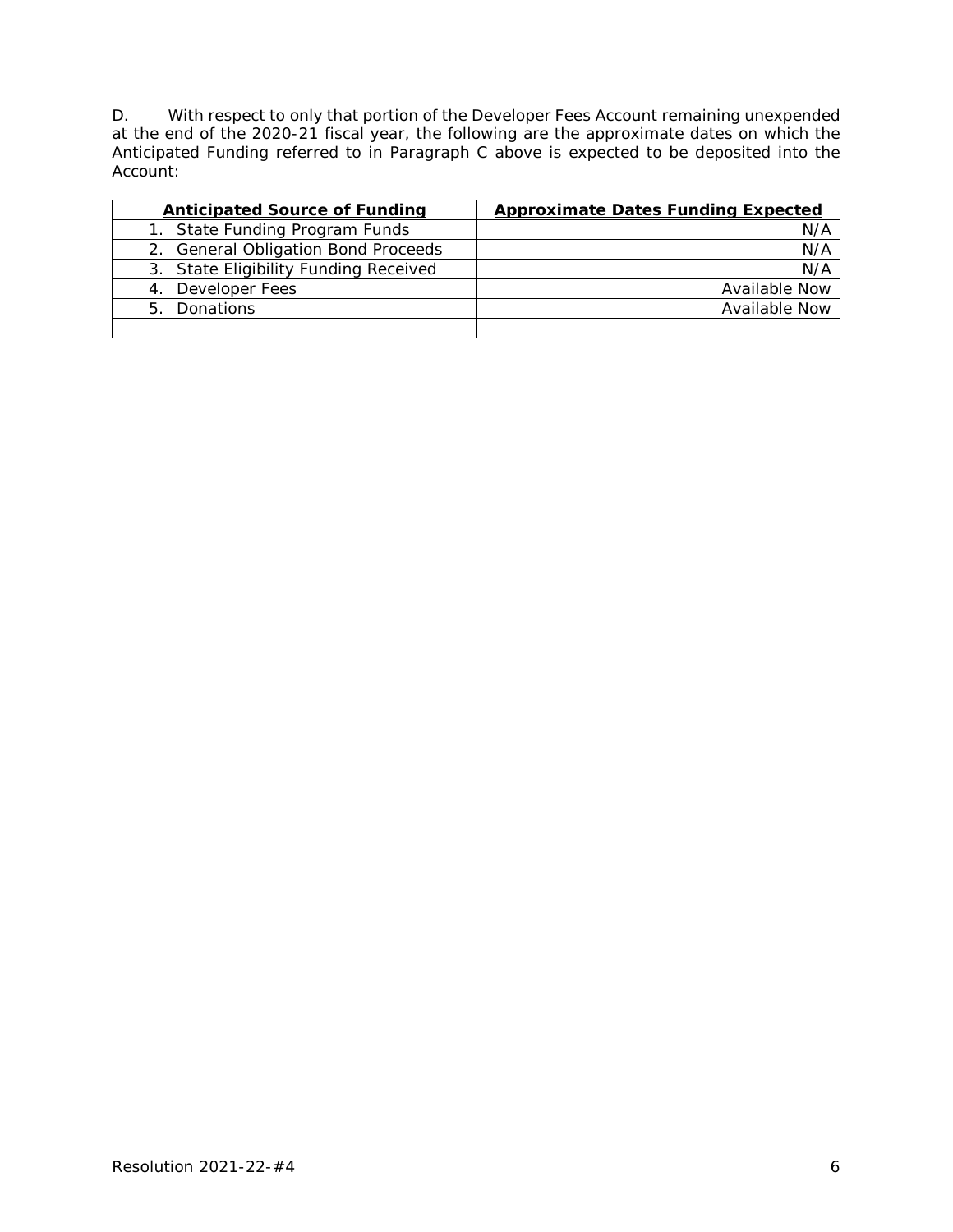D. With respect to only that portion of the Developer Fees Account remaining unexpended at the end of the 2020-21 fiscal year, the following are the approximate dates on which the Anticipated Funding referred to in Paragraph C above is expected to be deposited into the Account:

| Anticipated Source of Funding | Approximate Dates Funding Expected |
|---|---|
| 1. State Funding Program Funds | N/A |
| 2. General Obligation Bond Proceeds | N/A |
| 3. State Eligibility Funding Received | N/A |
| 4. Developer Fees | Available Now |
| 5. Donations | Available Now |
| | |

Resolution 2021-22-#4